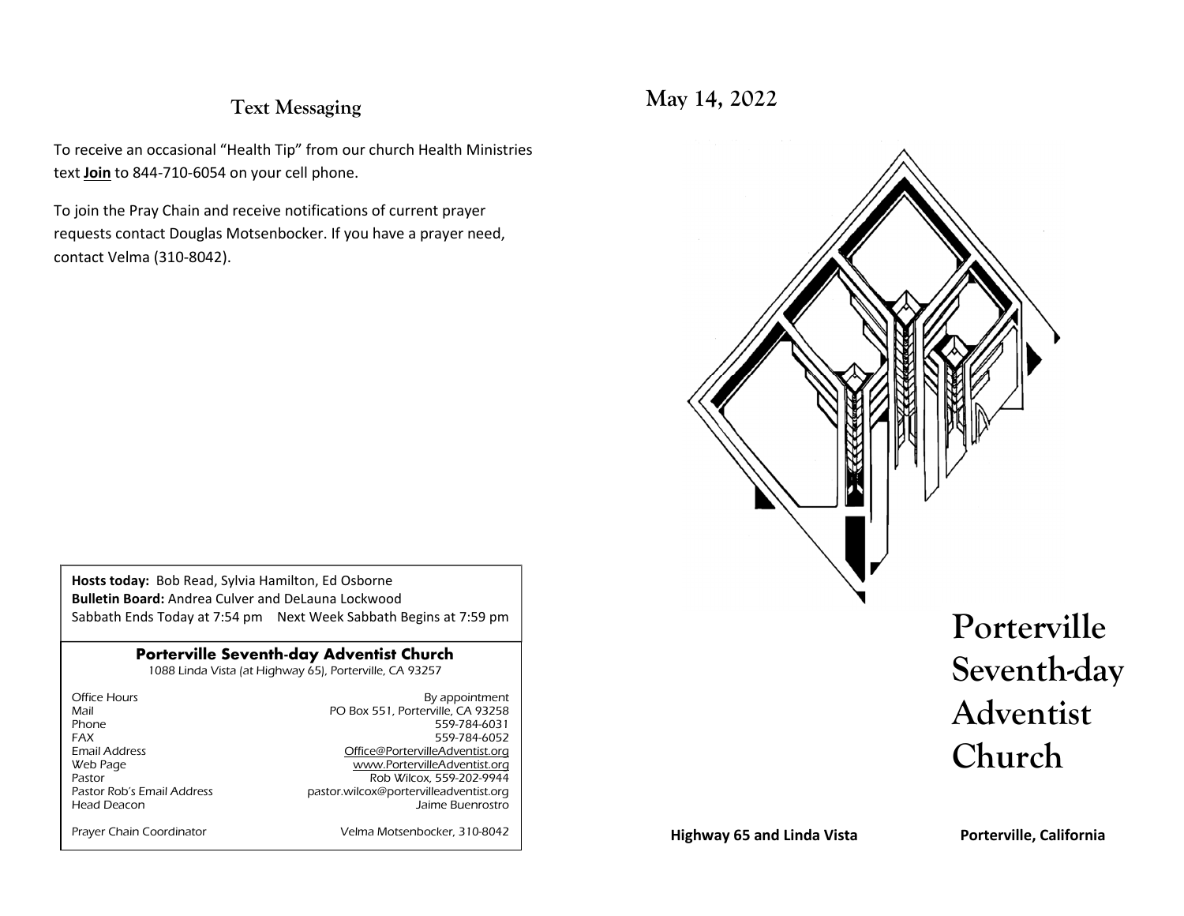## Text Messaging

To receive an occasional "Health Tip" from our church Health Ministries text **Join** to 844-710-6054 on your cell phone.

To join the Pray Chain and receive notifications of current prayer requests contact Douglas Motsenbocker. If you have a prayer need, contact Velma (310-8042).

**Hosts today:** Bob Read, Sylvia Hamilton, Ed Osborne
**Bulletin Board:** Andrea Culver and DeLauna Lockwood
Sabbath Ends Today at 7:54 pm    Next Week Sabbath Begins at 7:59 pm

**Porterville Seventh-day Adventist Church**
1088 Linda Vista (at Highway 65), Porterville, CA 93257

| | |
|---|---|
| Office Hours | By appointment |
| Mail | PO Box 551, Porterville, CA 93258 |
| Phone | 559-784-6031 |
| FAX | 559-784-6052 |
| Email Address | Office@PortervilleAdventist.org |
| Web Page | www.PortervilleAdventist.org |
| Pastor | Rob Wilcox, 559-202-9944 |
| Pastor Rob's Email Address | pastor.wilcox@portervilleadventist.org |
| Head Deacon | Jaime Buenrostro |
| Prayer Chain Coordinator | Velma Motsenbocker, 310-8042 |

## May 14, 2022

# Porterville Seventh-day Adventist Church

**Highway 65 and Linda Vista** **Porterville, California**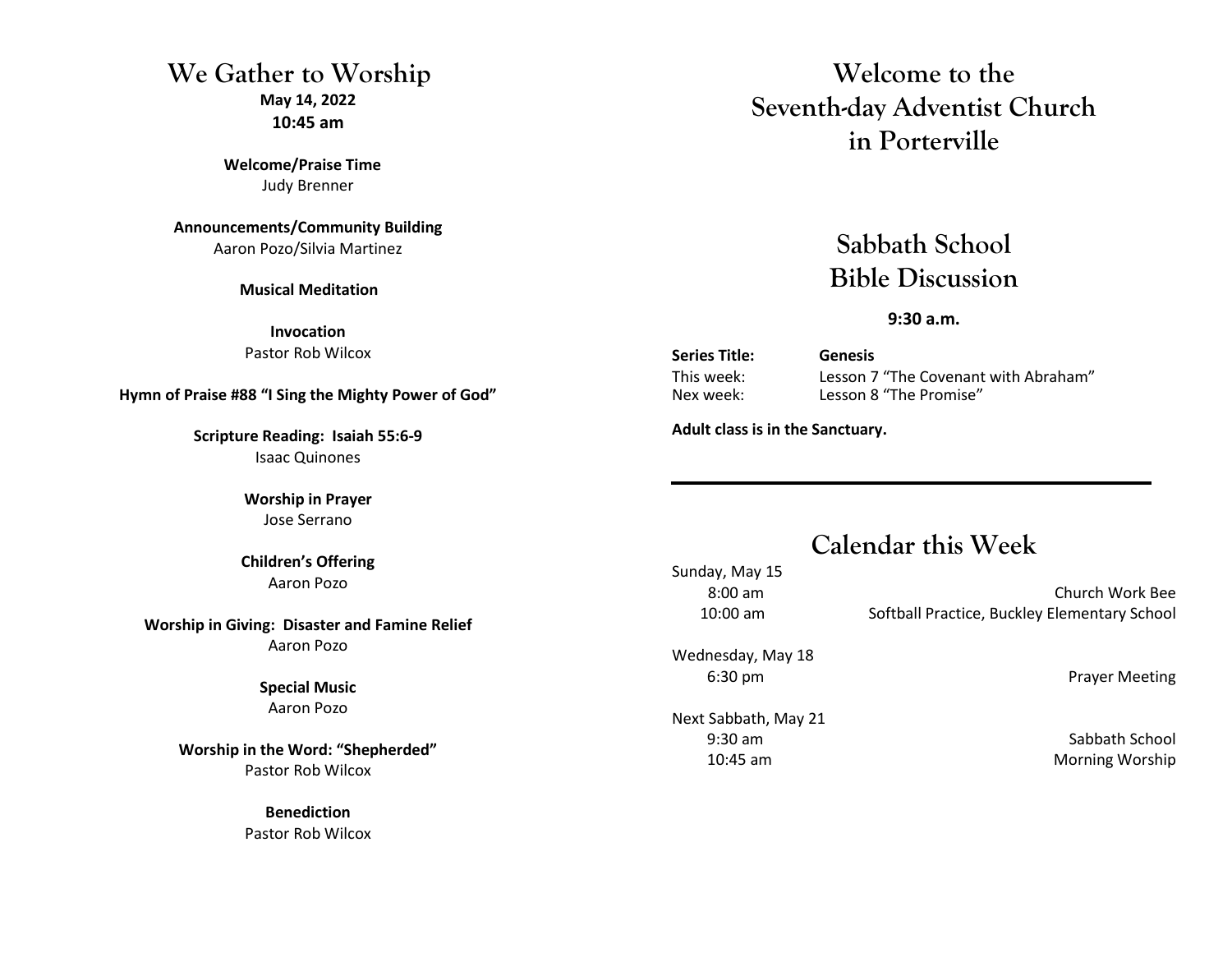# We Gather to Worship

**May 14, 2022**
**10:45 am**

**Welcome/Praise Time**
Judy Brenner

**Announcements/Community Building**
Aaron Pozo/Silvia Martinez

**Musical Meditation**

**Invocation**
Pastor Rob Wilcox

**Hymn of Praise #88 "I Sing the Mighty Power of God"**

**Scripture Reading: Isaiah 55:6-9**
Isaac Quinones

**Worship in Prayer**
Jose Serrano

**Children's Offering**
Aaron Pozo

**Worship in Giving: Disaster and Famine Relief**
Aaron Pozo

**Special Music**
Aaron Pozo

**Worship in the Word: "Shepherded"**
Pastor Rob Wilcox

**Benediction**
Pastor Rob Wilcox

# Welcome to the Seventh-day Adventist Church in Porterville

## Sabbath School Bible Discussion

**9:30 a.m.**

| **Series Title:** | **Genesis** |
|---|---|
| This week: | Lesson 7 "The Covenant with Abraham" |
| Nex week: | Lesson 8 "The Promise" |

**Adult class is in the Sanctuary.**

---

## Calendar this Week

Sunday, May 15

| | |
|---|---|
| 8:00 am | Church Work Bee |
| 10:00 am | Softball Practice, Buckley Elementary School |

Wednesday, May 18

| | |
|---|---|
| 6:30 pm | Prayer Meeting |

Next Sabbath, May 21

| | |
|---|---|
| 9:30 am | Sabbath School |
| 10:45 am | Morning Worship |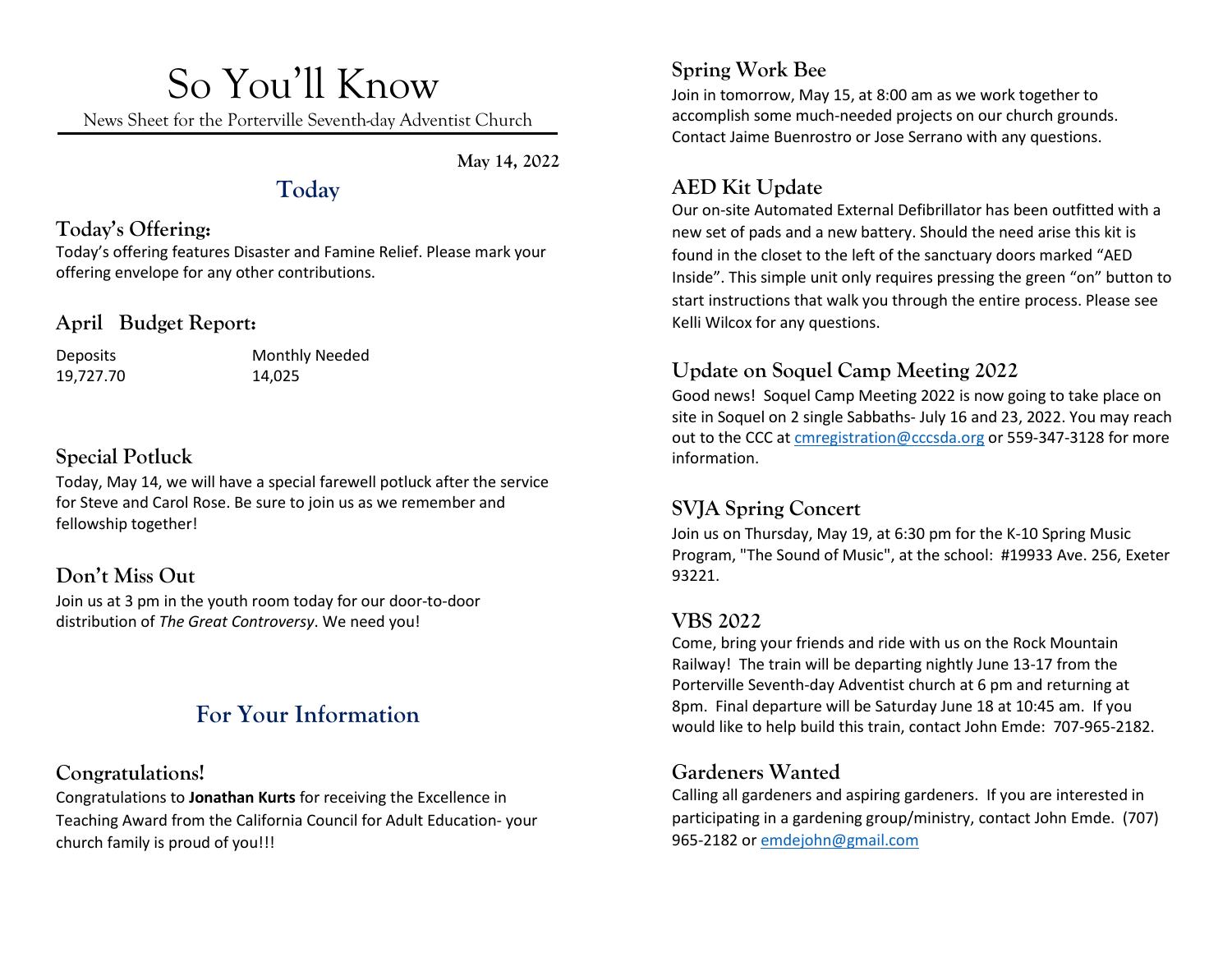# So You'll Know

News Sheet for the Porterville Seventh-day Adventist Church

**May 14, 2022**

## Today

### Today's Offering:

Today's offering features Disaster and Famine Relief. Please mark your offering envelope for any other contributions.

### April Budget Report:

| Deposits | Monthly Needed |
|---|---|
| 19,727.70 | 14,025 |

### Special Potluck

Today, May 14, we will have a special farewell potluck after the service for Steve and Carol Rose. Be sure to join us as we remember and fellowship together!

### Don't Miss Out

Join us at 3 pm in the youth room today for our door-to-door distribution of *The Great Controversy*. We need you!

## For Your Information

### Congratulations!

Congratulations to **Jonathan Kurts** for receiving the Excellence in Teaching Award from the California Council for Adult Education- your church family is proud of you!!!

### Spring Work Bee

Join in tomorrow, May 15, at 8:00 am as we work together to accomplish some much-needed projects on our church grounds. Contact Jaime Buenrostro or Jose Serrano with any questions.

### AED Kit Update

Our on-site Automated External Defibrillator has been outfitted with a new set of pads and a new battery. Should the need arise this kit is found in the closet to the left of the sanctuary doors marked "AED Inside". This simple unit only requires pressing the green "on" button to start instructions that walk you through the entire process. Please see Kelli Wilcox for any questions.

### Update on Soquel Camp Meeting 2022

Good news! Soquel Camp Meeting 2022 is now going to take place on site in Soquel on 2 single Sabbaths- July 16 and 23, 2022. You may reach out to the CCC at cmregistration@cccsda.org or 559-347-3128 for more information.

### SVJA Spring Concert

Join us on Thursday, May 19, at 6:30 pm for the K-10 Spring Music Program, "The Sound of Music", at the school: #19933 Ave. 256, Exeter 93221.

### VBS 2022

Come, bring your friends and ride with us on the Rock Mountain Railway! The train will be departing nightly June 13-17 from the Porterville Seventh-day Adventist church at 6 pm and returning at 8pm. Final departure will be Saturday June 18 at 10:45 am. If you would like to help build this train, contact John Emde: 707-965-2182.

### Gardeners Wanted

Calling all gardeners and aspiring gardeners. If you are interested in participating in a gardening group/ministry, contact John Emde. (707) 965-2182 or emdejohn@gmail.com